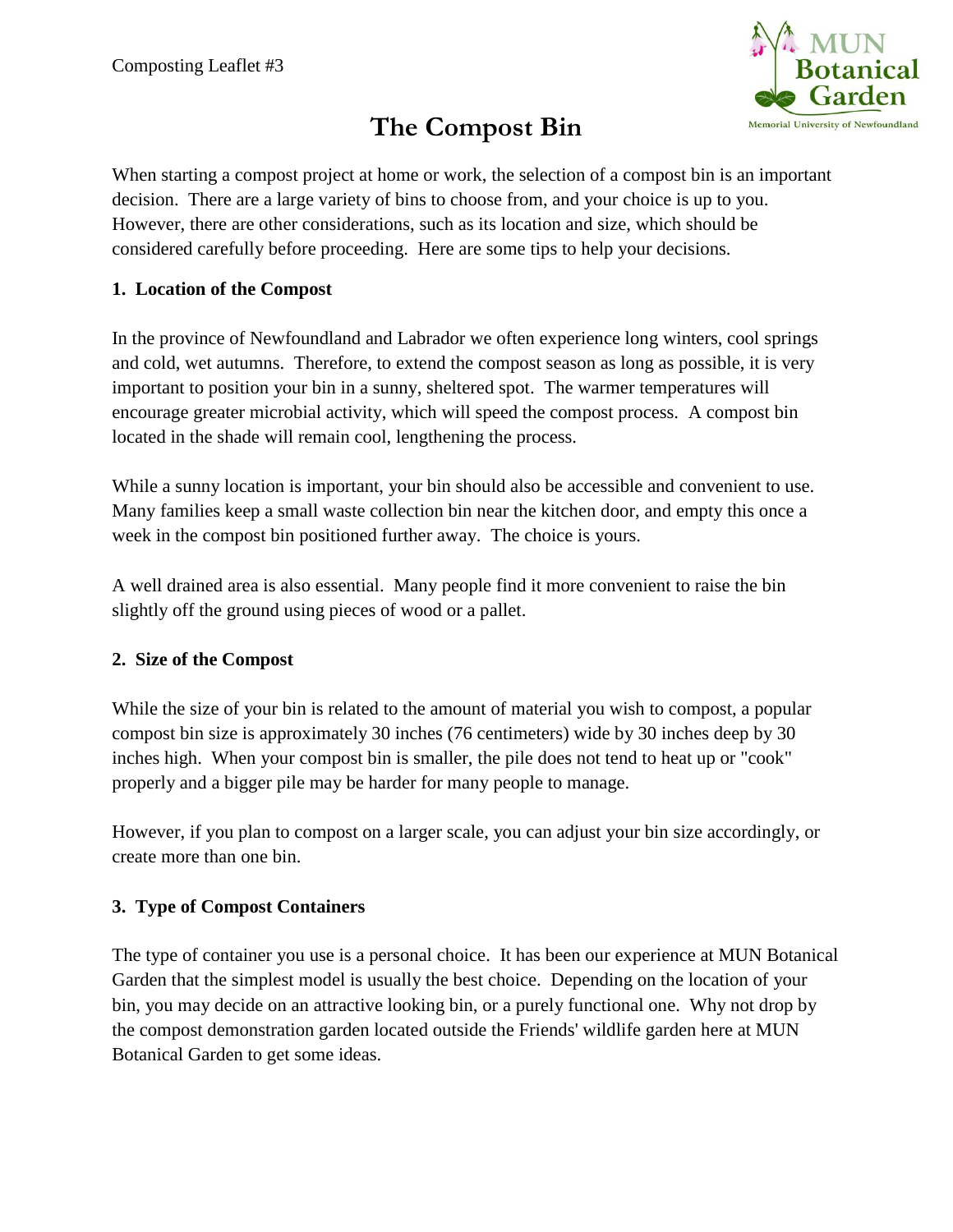Composting Leaflet #3

# The Compost Bin

When starting a compost project at home or work, the selection of a compost bin is an important decision. There are a large variety of bins to choose from, and your choice is up to you. However, there are other considerations, such as its location and size, which should be considered carefully before proceeding. Here are some tips to help your decisions.

## 1. Location of the Compost

In the province of Newfoundland and Labrador we often experience long winters, cool springs and cold, wet autumns. Therefore, to extend the compost season as long as possible, it is very important to position your bin in a sunny, sheltered spot. The warmer temperatures will encourage greater microbial activity, which will speed the compost process. A compost bin located in the shade will remain cool, lengthening the process.

While a sunny location is important, your bin should also be accessible and convenient to use. Many families keep a small waste collection bin near the kitchen door, and empty this once a week in the compost bin positioned further away. The choice is yours.

A well drained area is also essential. Many people find it more convenient to raise the bin slightly off the ground using pieces of wood or a pallet.

## 2. Size of the Compost

While the size of your bin is related to the amount of material you wish to compost, a popular compost bin size is approximately 30 inches (76 centimeters) wide by 30 inches deep by 30 inches high. When your compost bin is smaller, the pile does not tend to heat up or "cook" properly and a bigger pile may be harder for many people to manage.

However, if you plan to compost on a larger scale, you can adjust your bin size accordingly, or create more than one bin.

## 3. Type of Compost Containers

The type of container you use is a personal choice. It has been our experience at MUN Botanical Garden that the simplest model is usually the best choice. Depending on the location of your bin, you may decide on an attractive looking bin, or a purely functional one. Why not drop by the compost demonstration garden located outside the Friends' wildlife garden here at MUN Botanical Garden to get some ideas.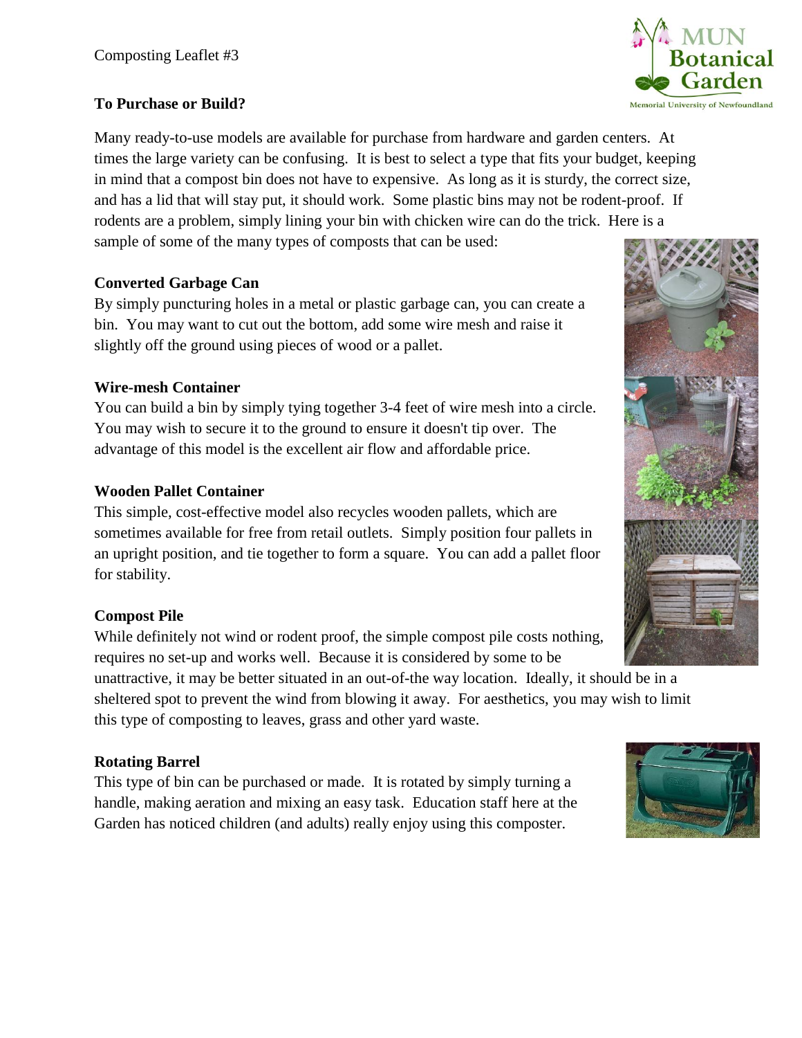Composting Leaflet #3

## To Purchase or Build?

Many ready-to-use models are available for purchase from hardware and garden centers. At times the large variety can be confusing. It is best to select a type that fits your budget, keeping in mind that a compost bin does not have to expensive. As long as it is sturdy, the correct size, and has a lid that will stay put, it should work. Some plastic bins may not be rodent-proof. If rodents are a problem, simply lining your bin with chicken wire can do the trick. Here is a sample of some of the many types of composts that can be used:

### Converted Garbage Can

By simply puncturing holes in a metal or plastic garbage can, you can create a bin. You may want to cut out the bottom, add some wire mesh and raise it slightly off the ground using pieces of wood or a pallet.

### Wire-mesh Container

You can build a bin by simply tying together 3-4 feet of wire mesh into a circle. You may wish to secure it to the ground to ensure it doesn't tip over. The advantage of this model is the excellent air flow and affordable price.

### Wooden Pallet Container

This simple, cost-effective model also recycles wooden pallets, which are sometimes available for free from retail outlets. Simply position four pallets in an upright position, and tie together to form a square. You can add a pallet floor for stability.

### Compost Pile

While definitely not wind or rodent proof, the simple compost pile costs nothing, requires no set-up and works well. Because it is considered by some to be unattractive, it may be better situated in an out-of-the way location. Ideally, it should be in a sheltered spot to prevent the wind from blowing it away. For aesthetics, you may wish to limit this type of composting to leaves, grass and other yard waste.

### Rotating Barrel

This type of bin can be purchased or made. It is rotated by simply turning a handle, making aeration and mixing an easy task. Education staff here at the Garden has noticed children (and adults) really enjoy using this composter.